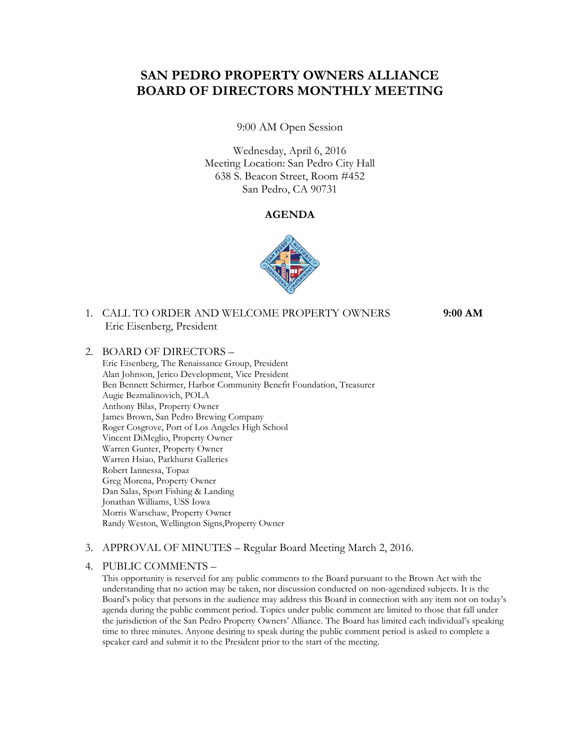# SAN PEDRO PROPERTY OWNERS ALLIANCE
# BOARD OF DIRECTORS MONTHLY MEETING

9:00 AM Open Session

Wednesday, April 6, 2016
Meeting Location: San Pedro City Hall
638 S. Beacon Street, Room #452
San Pedro, CA 90731

**AGENDA**

1. CALL TO ORDER AND WELCOME PROPERTY OWNERS **9:00 AM**
   Eric Eisenberg, President

2. BOARD OF DIRECTORS –
   Eric Eisenberg, The Renaissance Group, President
   Alan Johnson, Jerico Development, Vice President
   Ben Bennett Schirmer, Harbor Community Benefit Foundation, Treasurer
   Augie Bezmalinovich, POLA
   Anthony Bilas, Property Owner
   James Brown, San Pedro Brewing Company
   Roger Cosgrove, Port of Los Angeles High School
   Vincent DiMeglio, Property Owner
   Warren Gunter, Property Owner
   Warren Hsiao, Parkhurst Galleries
   Robert Iannessa, Topaz
   Greg Morena, Property Owner
   Dan Salas, Sport Fishing & Landing
   Jonathan Williams, USS Iowa
   Morris Warschaw, Property Owner
   Randy Weston, Wellington Signs,Property Owner

3. APPROVAL OF MINUTES – Regular Board Meeting March 2, 2016.

4. PUBLIC COMMENTS –
   This opportunity is reserved for any public comments to the Board pursuant to the Brown Act with the understanding that no action may be taken, nor discussion conducted on non-agendized subjects. It is the Board's policy that persons in the audience may address this Board in connection with any item not on today's agenda during the public comment period. Topics under public comment are limited to those that fall under the jurisdiction of the San Pedro Property Owners' Alliance. The Board has limited each individual's speaking time to three minutes. Anyone desiring to speak during the public comment period is asked to complete a speaker card and submit it to the President prior to the start of the meeting.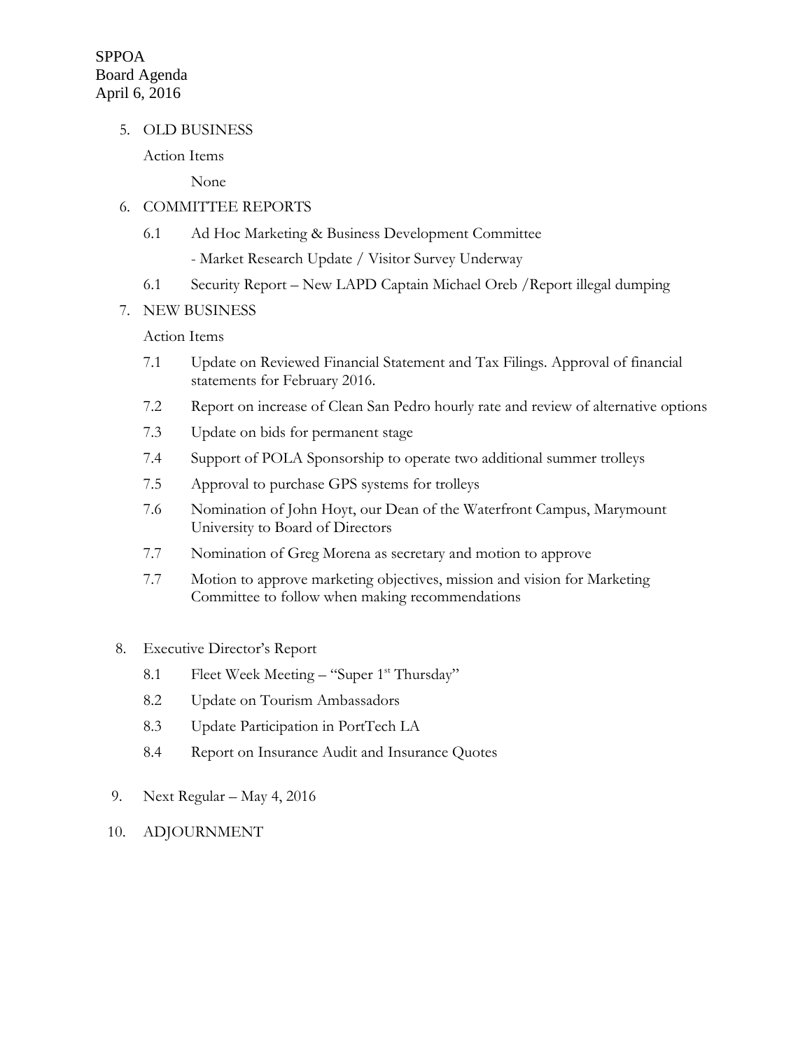SPPOA
Board Agenda
April 6, 2016

5. OLD BUSINESS

   Action Items

   None

6. COMMITTEE REPORTS

   6.1 Ad Hoc Marketing & Business Development Committee

   - Market Research Update / Visitor Survey Underway

   6.1 Security Report – New LAPD Captain Michael Oreb /Report illegal dumping

7. NEW BUSINESS

   Action Items

   7.1 Update on Reviewed Financial Statement and Tax Filings. Approval of financial statements for February 2016.

   7.2 Report on increase of Clean San Pedro hourly rate and review of alternative options

   7.3 Update on bids for permanent stage

   7.4 Support of POLA Sponsorship to operate two additional summer trolleys

   7.5 Approval to purchase GPS systems for trolleys

   7.6 Nomination of John Hoyt, our Dean of the Waterfront Campus, Marymount University to Board of Directors

   7.7 Nomination of Greg Morena as secretary and motion to approve

   7.7 Motion to approve marketing objectives, mission and vision for Marketing Committee to follow when making recommendations

8. Executive Director's Report

   8.1 Fleet Week Meeting – "Super 1st Thursday"

   8.2 Update on Tourism Ambassadors

   8.3 Update Participation in PortTech LA

   8.4 Report on Insurance Audit and Insurance Quotes

9. Next Regular – May 4, 2016

10. ADJOURNMENT